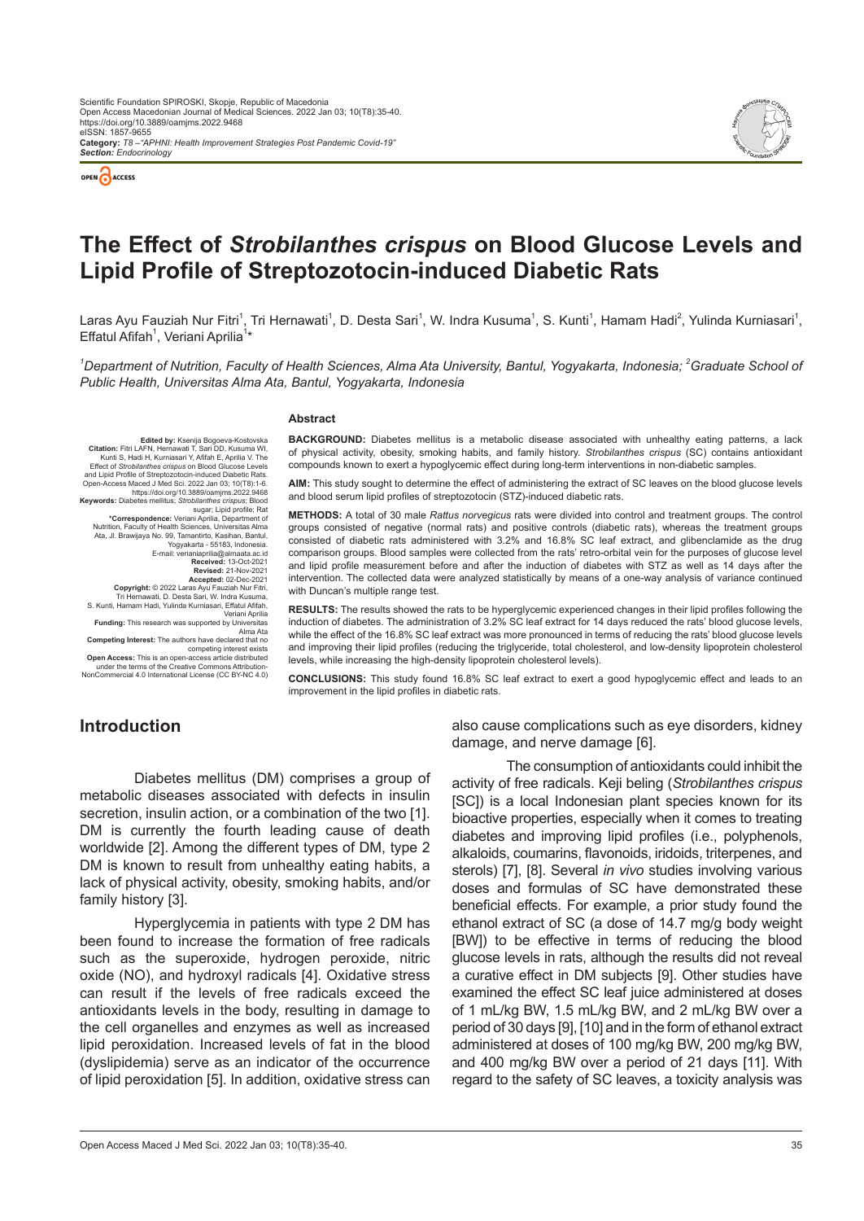Scientific Foundation SPIROSKI, Skopje, Republic of Macedonia
Open Access Macedonian Journal of Medical Sciences. 2022 Jan 03; 10(T8):35-40.
https://doi.org/10.3889/oamjms.2022.9468
eISSN: 1857-9655
**Category:** *T8 –"APHNI: Health Improvement Strategies Post Pandemic Covid-19"*
***Section:** Endocrinology*

# The Effect of *Strobilanthes crispus* on Blood Glucose Levels and Lipid Profile of Streptozotocin-induced Diabetic Rats

Laras Ayu Fauziah Nur Fitri[1], Tri Hernawati[1], D. Desta Sari[1], W. Indra Kusuma[1], S. Kunti[1], Hamam Hadi[2], Yulinda Kurniasari[1], Effatul Afifah[1], Veriani Aprilia[1]*

*[1]Department of Nutrition, Faculty of Health Sciences, Alma Ata University, Bantul, Yogyakarta, Indonesia; [2]Graduate School of Public Health, Universitas Alma Ata, Bantul, Yogyakarta, Indonesia*

**Edited by:** Ksenija Bogoeva-Kostovska
**Citation:** Fitri LAFN, Hernawati T, Sari DD, Kusuma WI, Kunti S, Hadi H, Kurniasari Y, Afifah E, Aprilia V. The Effect of *Strobilanthes crispus* on Blood Glucose Levels and Lipid Profile of Streptozotocin-induced Diabetic Rats. Open-Access Maced J Med Sci. 2022 Jan 03; 10(T8):1-6. https://doi.org/10.3889/oamjms.2022.9468
**Keywords:** Diabetes mellitus; *Strobilanthes crispus*; Blood sugar; Lipid profile; Rat
***Correspondence:** Veriani Aprilia, Department of Nutrition, Faculty of Health Sciences, Universitas Alma Ata, Jl. Brawijaya No. 99, Tamantirto, Kasihan, Bantul, Yogyakarta - 55183, Indonesia. E-mail: veriani​aprilia@almaata.ac.id
**Received:** 13-Oct-2021
**Revised:** 21-Nov-2021
**Accepted:** 02-Dec-2021
**Copyright:** © 2022 Laras Ayu Fauziah Nur Fitri, Tri Hernawati, D. Desta Sari, W. Indra Kusuma, S. Kunti, Hamam Hadi, Yulinda Kurniasari, Effatul Afifah, Veriani Aprilia
**Funding:** This research was supported by Universitas Alma Ata
**Competing Interest:** The authors have declared that no competing interest exists
**Open Access:** This is an open-access article distributed under the terms of the Creative Commons Attribution-NonCommercial 4.0 International License (CC BY-NC 4.0)

### Abstract

**BACKGROUND:** Diabetes mellitus is a metabolic disease associated with unhealthy eating patterns, a lack of physical activity, obesity, smoking habits, and family history. *Strobilanthes crispus* (SC) contains antioxidant compounds known to exert a hypoglycemic effect during long-term interventions in non-diabetic samples.

**AIM:** This study sought to determine the effect of administering the extract of SC leaves on the blood glucose levels and blood serum lipid profiles of streptozotocin (STZ)-induced diabetic rats.

**METHODS:** A total of 30 male *Rattus norvegicus* rats were divided into control and treatment groups. The control groups consisted of negative (normal rats) and positive controls (diabetic rats), whereas the treatment groups consisted of diabetic rats administered with 3.2% and 16.8% SC leaf extract, and glibenclamide as the drug comparison groups. Blood samples were collected from the rats' retro-orbital vein for the purposes of glucose level and lipid profile measurement before and after the induction of diabetes with STZ as well as 14 days after the intervention. The collected data were analyzed statistically by means of a one-way analysis of variance continued with Duncan's multiple range test.

**RESULTS:** The results showed the rats to be hyperglycemic experienced changes in their lipid profiles following the induction of diabetes. The administration of 3.2% SC leaf extract for 14 days reduced the rats' blood glucose levels, while the effect of the 16.8% SC leaf extract was more pronounced in terms of reducing the rats' blood glucose levels and improving their lipid profiles (reducing the triglyceride, total cholesterol, and low-density lipoprotein cholesterol levels, while increasing the high-density lipoprotein cholesterol levels).

**CONCLUSIONS:** This study found 16.8% SC leaf extract to exert a good hypoglycemic effect and leads to an improvement in the lipid profiles in diabetic rats.

## Introduction

Diabetes mellitus (DM) comprises a group of metabolic diseases associated with defects in insulin secretion, insulin action, or a combination of the two [1]. DM is currently the fourth leading cause of death worldwide [2]. Among the different types of DM, type 2 DM is known to result from unhealthy eating habits, a lack of physical activity, obesity, smoking habits, and/or family history [3].

Hyperglycemia in patients with type 2 DM has been found to increase the formation of free radicals such as the superoxide, hydrogen peroxide, nitric oxide (NO), and hydroxyl radicals [4]. Oxidative stress can result if the levels of free radicals exceed the antioxidants levels in the body, resulting in damage to the cell organelles and enzymes as well as increased lipid peroxidation. Increased levels of fat in the blood (dyslipidemia) serve as an indicator of the occurrence of lipid peroxidation [5]. In addition, oxidative stress can also cause complications such as eye disorders, kidney damage, and nerve damage [6].

The consumption of antioxidants could inhibit the activity of free radicals. Keji beling (*Strobilanthes crispus* [SC]) is a local Indonesian plant species known for its bioactive properties, especially when it comes to treating diabetes and improving lipid profiles (i.e., polyphenols, alkaloids, coumarins, flavonoids, iridoids, triterpenes, and sterols) [7], [8]. Several *in vivo* studies involving various doses and formulas of SC have demonstrated these beneficial effects. For example, a prior study found the ethanol extract of SC (a dose of 14.7 mg/g body weight [BW]) to be effective in terms of reducing the blood glucose levels in rats, although the results did not reveal a curative effect in DM subjects [9]. Other studies have examined the effect SC leaf juice administered at doses of 1 mL/kg BW, 1.5 mL/kg BW, and 2 mL/kg BW over a period of 30 days [9], [10] and in the form of ethanol extract administered at doses of 100 mg/kg BW, 200 mg/kg BW, and 400 mg/kg BW over a period of 21 days [11]. With regard to the safety of SC leaves, a toxicity analysis was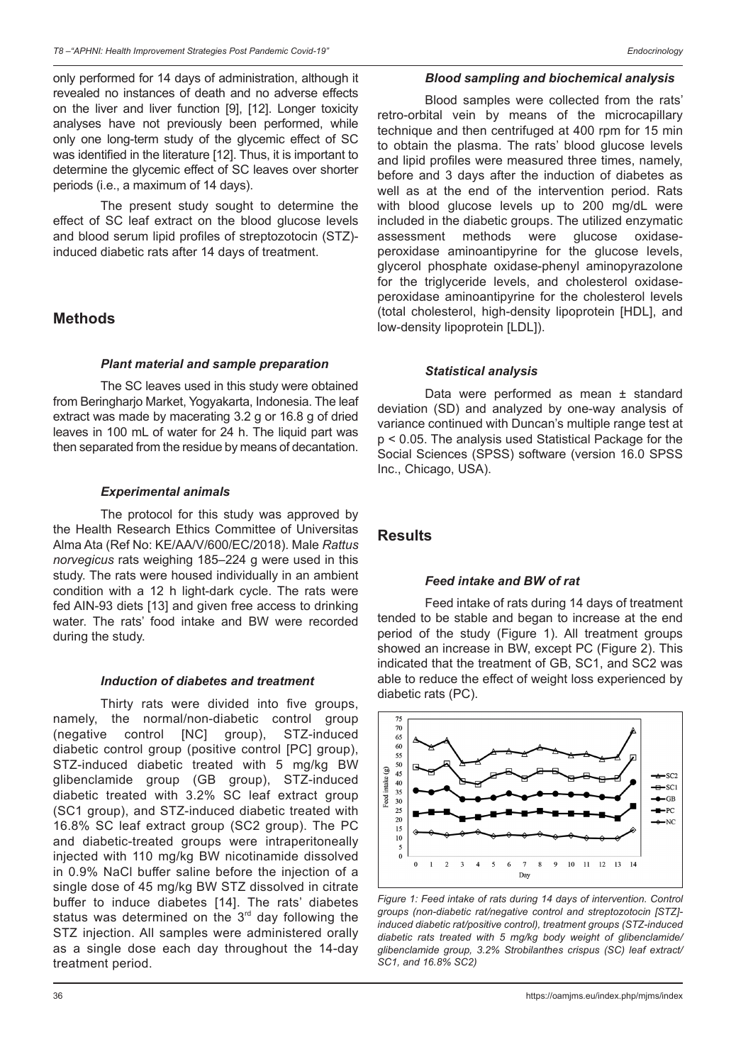only performed for 14 days of administration, although it revealed no instances of death and no adverse effects on the liver and liver function [9], [12]. Longer toxicity analyses have not previously been performed, while only one long-term study of the glycemic effect of SC was identified in the literature [12]. Thus, it is important to determine the glycemic effect of SC leaves over shorter periods (i.e., a maximum of 14 days).

The present study sought to determine the effect of SC leaf extract on the blood glucose levels and blood serum lipid profiles of streptozotocin (STZ)-induced diabetic rats after 14 days of treatment.

## Methods

### *Plant material and sample preparation*

The SC leaves used in this study were obtained from Beringharjo Market, Yogyakarta, Indonesia. The leaf extract was made by macerating 3.2 g or 16.8 g of dried leaves in 100 mL of water for 24 h. The liquid part was then separated from the residue by means of decantation.

### *Experimental animals*

The protocol for this study was approved by the Health Research Ethics Committee of Universitas Alma Ata (Ref No: KE/AA/V/600/EC/2018). Male *Rattus norvegicus* rats weighing 185–224 g were used in this study. The rats were housed individually in an ambient condition with a 12 h light-dark cycle. The rats were fed AIN-93 diets [13] and given free access to drinking water. The rats' food intake and BW were recorded during the study.

### *Induction of diabetes and treatment*

Thirty rats were divided into five groups, namely, the normal/non-diabetic control group (negative control [NC] group), STZ-induced diabetic control group (positive control [PC] group), STZ-induced diabetic treated with 5 mg/kg BW glibenclamide group (GB group), STZ-induced diabetic treated with 3.2% SC leaf extract group (SC1 group), and STZ-induced diabetic treated with 16.8% SC leaf extract group (SC2 group). The PC and diabetic-treated groups were intraperitoneally injected with 110 mg/kg BW nicotinamide dissolved in 0.9% NaCl buffer saline before the injection of a single dose of 45 mg/kg BW STZ dissolved in citrate buffer to induce diabetes [14]. The rats' diabetes status was determined on the 3rd day following the STZ injection. All samples were administered orally as a single dose each day throughout the 14-day treatment period.

### *Blood sampling and biochemical analysis*

Blood samples were collected from the rats' retro-orbital vein by means of the microcapillary technique and then centrifuged at 400 rpm for 15 min to obtain the plasma. The rats' blood glucose levels and lipid profiles were measured three times, namely, before and 3 days after the induction of diabetes as well as at the end of the intervention period. Rats with blood glucose levels up to 200 mg/dL were included in the diabetic groups. The utilized enzymatic assessment methods were glucose oxidase-peroxidase aminoantipyrine for the glucose levels, glycerol phosphate oxidase-phenyl aminopyrazolone for the triglyceride levels, and cholesterol oxidase-peroxidase aminoantipyrine for the cholesterol levels (total cholesterol, high-density lipoprotein [HDL], and low-density lipoprotein [LDL]).

### *Statistical analysis*

Data were performed as mean ± standard deviation (SD) and analyzed by one-way analysis of variance continued with Duncan's multiple range test at $p < 0.05$. The analysis used Statistical Package for the Social Sciences (SPSS) software (version 16.0 SPSS Inc., Chicago, USA).

## Results

### *Feed intake and BW of rat*

Feed intake of rats during 14 days of treatment tended to be stable and began to increase at the end period of the study (Figure 1). All treatment groups showed an increase in BW, except PC (Figure 2). This indicated that the treatment of GB, SC1, and SC2 was able to reduce the effect of weight loss experienced by diabetic rats (PC).

*Figure 1: Feed intake of rats during 14 days of intervention. Control groups (non-diabetic rat/negative control and streptozotocin [STZ]-induced diabetic rat/positive control), treatment groups (STZ-induced diabetic rats treated with 5 mg/kg body weight of glibenclamide/glibenclamide group, 3.2% Strobilanthes crispus (SC) leaf extract/SC1, and 16.8% SC2)*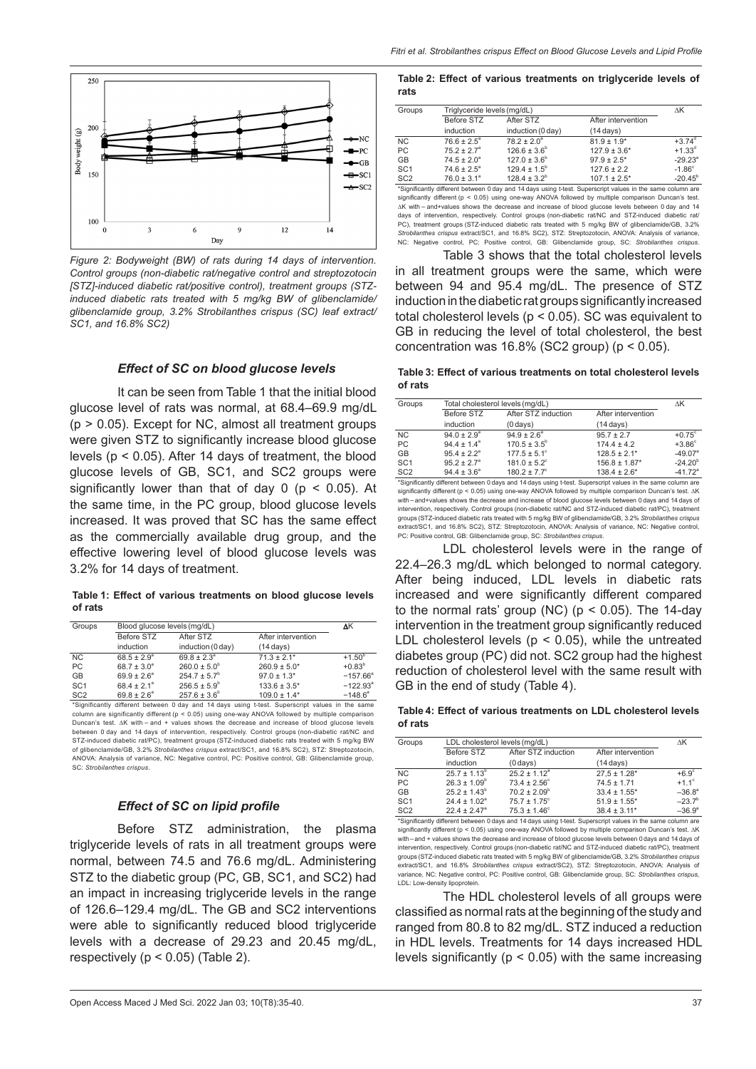Figure 2: Bodyweight (BW) of rats during 14 days of intervention. Control groups (non-diabetic rat/negative control and streptozotocin [STZ]-induced diabetic rat/positive control), treatment groups (STZ-induced diabetic rats treated with 5 mg/kg BW of glibenclamide/glibenclamide group, 3.2% Strobilanthes crispus (SC) leaf extract/SC1, and 16.8% SC2)

### Effect of SC on blood glucose levels

It can be seen from Table 1 that the initial blood glucose level of rats was normal, at 68.4–69.9 mg/dL ($p > 0.05$). Except for NC, almost all treatment groups were given STZ to significantly increase blood glucose levels ($p < 0.05$). After 14 days of treatment, the blood glucose levels of GB, SC1, and SC2 groups were significantly lower than that of day 0 ($p < 0.05$). At the same time, in the PC group, blood glucose levels increased. It was proved that SC has the same effect as the commercially available drug group, and the effective lowering level of blood glucose levels was 3.2% for 14 days of treatment.

**Table 1: Effect of various treatments on blood glucose levels of rats**

| Groups | Blood glucose levels (mg/dL) | | | ΔK |
|---|---|---|---|---|
| | Before STZ induction | After STZ induction (0 day) | After intervention (14 days) | |
| NC | $68.5 \pm 2.9^{a}$ | $69.8 \pm 2.3^{a}$ | $71.3 \pm 2.1^{*}$ | $+1.50^{b}$ |
| PC | $68.7 \pm 3.0^{a}$ | $260.0 \pm 5.0^{b}$ | $260.9 \pm 5.0^{*}$ | $+0.83^{b}$ |
| GB | $69.9 \pm 2.6^{a}$ | $254.7 \pm 5.7^{b}$ | $97.0 \pm 1.3^{*}$ | $-157.66^{a}$ |
| SC1 | $68.4 \pm 2.1^{a}$ | $256.5 \pm 5.9^{b}$ | $133.6 \pm 3.5^{*}$ | $-122.93^{a}$ |
| SC2 | $69.8 \pm 2.6^{a}$ | $257.6 \pm 3.6^{b}$ | $109.0 \pm 1.4^{*}$ | $-148.6^{a}$ |

*Significantly different between 0 day and 14 days using t-test. Superscript values in the same column are significantly different ($p < 0.05$) using one-way ANOVA followed by multiple comparison Duncan's test. ΔK with – and + values shows the decrease and increase of blood glucose levels between 0 day and 14 days of intervention, respectively. Control groups (non-diabetic rat/NC and STZ-induced diabetic rat/PC), treatment groups (STZ-induced diabetic rats treated with 5 mg/kg BW of glibenclamide/GB, 3.2% *Strobilanthes crispus* extract/SC1, and 16.8% SC2), STZ: Streptozotocin, ANOVA: Analysis of variance, NC: Negative control, PC: Positive control, GB: Glibenclamide group, SC: *Strobilanthes crispus*.

### Effect of SC on lipid profile

Before STZ administration, the plasma triglyceride levels of rats in all treatment groups were normal, between 74.5 and 76.6 mg/dL. Administering STZ to the diabetic group (PC, GB, SC1, and SC2) had an impact in increasing triglyceride levels in the range of 126.6–129.4 mg/dL. The GB and SC2 interventions were able to significantly reduced blood triglyceride levels with a decrease of 29.23 and 20.45 mg/dL, respectively ($p < 0.05$) (Table 2).

**Table 2: Effect of various treatments on triglyceride levels of rats**

| Groups | Triglyceride levels (mg/dL) | | | ΔK |
|---|---|---|---|---|
| | Before STZ induction | After STZ induction (0 day) | After intervention (14 days) | |
| NC | $76.6 \pm 2.5^{a}$ | $78.2 \pm 2.0^{a}$ | $81.9 \pm 1.9^{*}$ | $+3.74^{d}$ |
| PC | $75.2 \pm 2.7^{a}$ | $126.6 \pm 3.6^{b}$ | $127.9 \pm 3.6^{*}$ | $+1.33^{d}$ |
| GB | $74.5 \pm 2.0^{a}$ | $127.0 \pm 3.6^{b}$ | $97.9 \pm 2.5^{*}$ | $-29.23^{a}$ |
| SC1 | $74.6 \pm 2.5^{a}$ | $129.4 \pm 1.5^{b}$ | $127.6 \pm 2.2$ | $-1.86^{c}$ |
| SC2 | $76.0 \pm 3.1^{a}$ | $128.4 \pm 3.2^{b}$ | $107.1 \pm 2.5^{*}$ | $-20.45^{b}$ |

*Significantly different between 0 day and 14 days using t-test. Superscript values in the same column are significantly different ($p < 0.05$) using one-way ANOVA followed by multiple comparison Duncan's test. ΔK with – and+values shows the decrease and increase of blood glucose levels between 0 day and 14 days of intervention, respectively. Control groups (non-diabetic rat/NC and STZ-induced diabetic rat/PC), treatment groups (STZ-induced diabetic rats treated with 5 mg/kg BW of glibenclamide/GB, 3.2% *Strobilanthes crispus* extract/SC1, and 16.8% SC2), STZ: Streptozotocin, ANOVA: Analysis of variance, NC: Negative control, PC: Positive control, GB: Glibenclamide group, SC: *Strobilanthes crispus*.

Table 3 shows that the total cholesterol levels in all treatment groups were the same, which were between 94 and 95.4 mg/dL. The presence of STZ induction in the diabetic rat groups significantly increased total cholesterol levels ($p < 0.05$). SC was equivalent to GB in reducing the level of total cholesterol, the best concentration was 16.8% (SC2 group) ($p < 0.05$).

**Table 3: Effect of various treatments on total cholesterol levels of rats**

| Groups | Total cholesterol levels (mg/dL) | | | ΔK |
|---|---|---|---|---|
| | Before STZ induction | After STZ induction (0 days) | After intervention (14 days) | |
| NC | $94.0 \pm 2.9^{a}$ | $94.9 \pm 2.6^{a}$ | $95.7 \pm 2.7$ | $+0.75^{c}$ |
| PC | $94.4 \pm 1.4^{a}$ | $170.5 \pm 3.5^{b}$ | $174.4 \pm 4.2$ | $+3.86^{c}$ |
| GB | $95.4 \pm 2.2^{a}$ | $177.5 \pm 5.1^{c}$ | $128.5 \pm 2.1^{*}$ | $-49.07^{a}$ |
| SC1 | $95.2 \pm 2.7^{a}$ | $181.0 \pm 5.2^{c}$ | $156.8 \pm 1.87^{*}$ | $-24.20^{b}$ |
| SC2 | $94.4 \pm 3.6^{a}$ | $180.2 \pm 7.7^{c}$ | $138.4 \pm 2.6^{*}$ | $-41.72^{a}$ |

*Significantly different between 0 days and 14 days using t-test. Superscript values in the same column are significantly different ($p < 0.05$) using one-way ANOVA followed by multiple comparison Duncan's test. ΔK with – and+values shows the decrease and increase of blood glucose levels between 0 days and 14 days of intervention, respectively. Control groups (non-diabetic rat/NC and STZ-induced diabetic rat/PC), treatment groups (STZ-induced diabetic rats treated with 5 mg/kg BW of glibenclamide/GB, 3.2% *Strobilanthes crispus* extract/SC1, and 16.8% SC2), STZ: Streptozotocin, ANOVA: Analysis of variance, NC: Negative control, PC: Positive control, GB: Glibenclamide group, SC: *Strobilanthes crispus*.

LDL cholesterol levels were in the range of 22.4–26.3 mg/dL which belonged to normal category. After being induced, LDL levels in diabetic rats increased and were significantly different compared to the normal rats' group (NC) ($p < 0.05$). The 14-day intervention in the treatment group significantly reduced LDL cholesterol levels ($p < 0.05$), while the untreated diabetes group (PC) did not. SC2 group had the highest reduction of cholesterol level with the same result with GB in the end of study (Table 4).

**Table 4: Effect of various treatments on LDL cholesterol levels of rats**

| Groups | LDL cholesterol levels (mg/dL) | | | ΔK |
|---|---|---|---|---|
| | Before STZ induction | After STZ induction (0 days) | After intervention (14 days) | |
| NC | $25.7 \pm 1.13^{b}$ | $25.2 \pm 1.12^{a}$ | $27.5 \pm 1.28^{*}$ | $+6.9^{c}$ |
| PC | $26.3 \pm 1.09^{b}$ | $73.4 \pm 2.56^{c}$ | $74.5 \pm 1.71$ | $+1.1^{c}$ |
| GB | $25.2 \pm 1.43^{b}$ | $70.2 \pm 2.09^{b}$ | $33.4 \pm 1.55^{*}$ | $-36.8^{a}$ |
| SC1 | $24.4 \pm 1.02^{a}$ | $75.7 \pm 1.75^{c}$ | $51.9 \pm 1.55^{*}$ | $-23.7^{b}$ |
| SC2 | $22.4 \pm 2.47^{a}$ | $75.3 \pm 1.46^{c}$ | $38.4 \pm 3.11^{*}$ | $-36.9^{a}$ |

*Significantly different between 0 days and 14 days using t-test. Superscript values in the same column are significantly different ($p < 0.05$) using one-way ANOVA followed by multiple comparison Duncan's test. ΔK with – and + values shows the decrease and increase of blood glucose levels between 0 days and 14 days of intervention, respectively. Control groups (non-diabetic rat/NC and STZ-induced diabetic rat/PC), treatment groups (STZ-induced diabetic rats treated with 5 mg/kg BW of glibenclamide/GB, 3.2% *Strobilanthes crispus* extract/SC1, and 16.8% *Strobilanthes crispus* extract/SC2), STZ: Streptozotocin, ANOVA: Analysis of variance, NC: Negative control, PC: Positive control, GB: Glibenclamide group, SC: *Strobilanthes crispus*, LDL: Low-density lipoprotein.

The HDL cholesterol levels of all groups were classified as normal rats at the beginning of the study and ranged from 80.8 to 82 mg/dL. STZ induced a reduction in HDL levels. Treatments for 14 days increased HDL levels significantly ($p < 0.05$) with the same increasing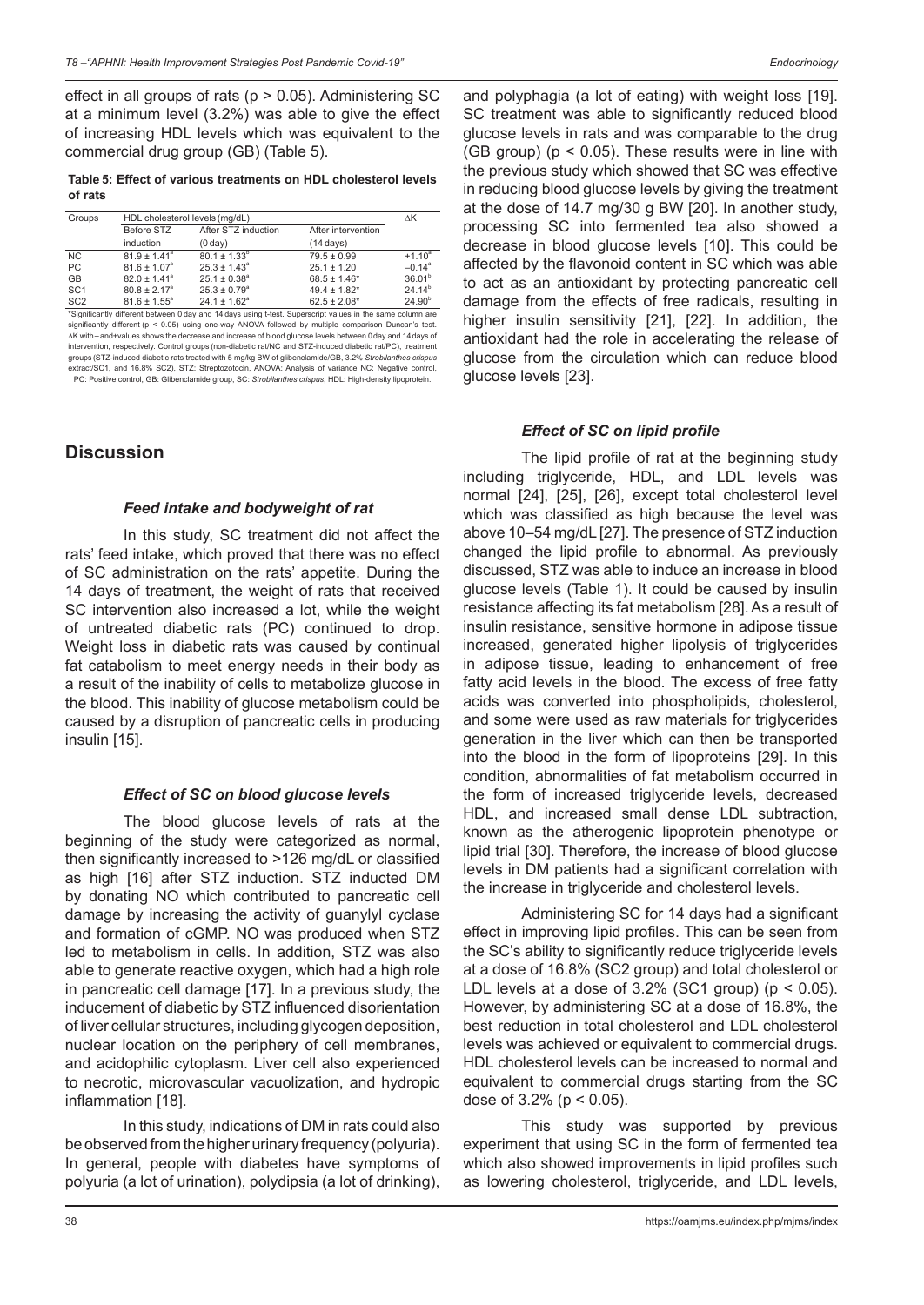effect in all groups of rats ($p > 0.05$). Administering SC at a minimum level (3.2%) was able to give the effect of increasing HDL levels which was equivalent to the commercial drug group (GB) (Table 5).

**Table 5: Effect of various treatments on HDL cholesterol levels of rats**

| Groups | HDL cholesterol levels (mg/dL) | | | ΔK |
|---|---|---|---|---|
| | Before STZ induction | After STZ induction (0 day) | After intervention (14 days) | |
| NC | $81.9 \pm 1.41^a$ | $80.1 \pm 1.33^b$ | $79.5 \pm 0.99$ | $+1.10^a$ |
| PC | $81.6 \pm 1.07^a$ | $25.3 \pm 1.43^a$ | $25.1 \pm 1.20$ | $-0.14^a$ |
| GB | $82.0 \pm 1.41^a$ | $25.1 \pm 0.38^a$ | $68.5 \pm 1.46^*$ | $36.01^b$ |
| SC1 | $80.8 \pm 2.17^a$ | $25.3 \pm 0.79^a$ | $49.4 \pm 1.82^*$ | $24.14^b$ |
| SC2 | $81.6 \pm 1.55^a$ | $24.1 \pm 1.62^a$ | $62.5 \pm 2.08^*$ | $24.90^b$ |

*Significantly different between 0 day and 14 days using t-test. Superscript values in the same column are significantly different ($p < 0.05$) using one-way ANOVA followed by multiple comparison Duncan's test. ΔK with – and + values shows the decrease and increase of blood glucose levels between 0 day and 14 days of intervention, respectively. Control groups (non-diabetic rat/NC and STZ-induced diabetic rat/PC), treatment groups (STZ-induced diabetic rats treated with 5 mg/kg BW of glibenclamide/GB, 3.2% *Strobilanthes crispus* extract/SC1, and 16.8% SC2), STZ: Streptozotocin, ANOVA: Analysis of variance NC: Negative control, PC: Positive control, GB: Glibenclamide group, SC: *Strobilanthes crispus*, HDL: High-density lipoprotein.

## Discussion

### *Feed intake and bodyweight of rat*

In this study, SC treatment did not affect the rats' feed intake, which proved that there was no effect of SC administration on the rats' appetite. During the 14 days of treatment, the weight of rats that received SC intervention also increased a lot, while the weight of untreated diabetic rats (PC) continued to drop. Weight loss in diabetic rats was caused by continual fat catabolism to meet energy needs in their body as a result of the inability of cells to metabolize glucose in the blood. This inability of glucose metabolism could be caused by a disruption of pancreatic cells in producing insulin [15].

### *Effect of SC on blood glucose levels*

The blood glucose levels of rats at the beginning of the study were categorized as normal, then significantly increased to >126 mg/dL or classified as high [16] after STZ induction. STZ inducted DM by donating NO which contributed to pancreatic cell damage by increasing the activity of guanylyl cyclase and formation of cGMP. NO was produced when STZ led to metabolism in cells. In addition, STZ was also able to generate reactive oxygen, which had a high role in pancreatic cell damage [17]. In a previous study, the inducement of diabetic by STZ influenced disorientation of liver cellular structures, including glycogen deposition, nuclear location on the periphery of cell membranes, and acidophilic cytoplasm. Liver cell also experienced to necrotic, microvascular vacuolization, and hydropic inflammation [18].

In this study, indications of DM in rats could also be observed from the higher urinary frequency (polyuria). In general, people with diabetes have symptoms of polyuria (a lot of urination), polydipsia (a lot of drinking), and polyphagia (a lot of eating) with weight loss [19]. SC treatment was able to significantly reduced blood glucose levels in rats and was comparable to the drug (GB group) ($p < 0.05$). These results were in line with the previous study which showed that SC was effective in reducing blood glucose levels by giving the treatment at the dose of 14.7 mg/30 g BW [20]. In another study, processing SC into fermented tea also showed a decrease in blood glucose levels [10]. This could be affected by the flavonoid content in SC which was able to act as an antioxidant by protecting pancreatic cell damage from the effects of free radicals, resulting in higher insulin sensitivity [21], [22]. In addition, the antioxidant had the role in accelerating the release of glucose from the circulation which can reduce blood glucose levels [23].

### *Effect of SC on lipid profile*

The lipid profile of rat at the beginning study including triglyceride, HDL, and LDL levels was normal [24], [25], [26], except total cholesterol level which was classified as high because the level was above 10–54 mg/dL [27]. The presence of STZ induction changed the lipid profile to abnormal. As previously discussed, STZ was able to induce an increase in blood glucose levels (Table 1). It could be caused by insulin resistance affecting its fat metabolism [28]. As a result of insulin resistance, sensitive hormone in adipose tissue increased, generated higher lipolysis of triglycerides in adipose tissue, leading to enhancement of free fatty acid levels in the blood. The excess of free fatty acids was converted into phospholipids, cholesterol, and some were used as raw materials for triglycerides generation in the liver which can then be transported into the blood in the form of lipoproteins [29]. In this condition, abnormalities of fat metabolism occurred in the form of increased triglyceride levels, decreased HDL, and increased small dense LDL subtraction, known as the atherogenic lipoprotein phenotype or lipid trial [30]. Therefore, the increase of blood glucose levels in DM patients had a significant correlation with the increase in triglyceride and cholesterol levels.

Administering SC for 14 days had a significant effect in improving lipid profiles. This can be seen from the SC's ability to significantly reduce triglyceride levels at a dose of 16.8% (SC2 group) and total cholesterol or LDL levels at a dose of 3.2% (SC1 group) ($p < 0.05$). However, by administering SC at a dose of 16.8%, the best reduction in total cholesterol and LDL cholesterol levels was achieved or equivalent to commercial drugs. HDL cholesterol levels can be increased to normal and equivalent to commercial drugs starting from the SC dose of 3.2% ($p < 0.05$).

This study was supported by previous experiment that using SC in the form of fermented tea which also showed improvements in lipid profiles such as lowering cholesterol, triglyceride, and LDL levels,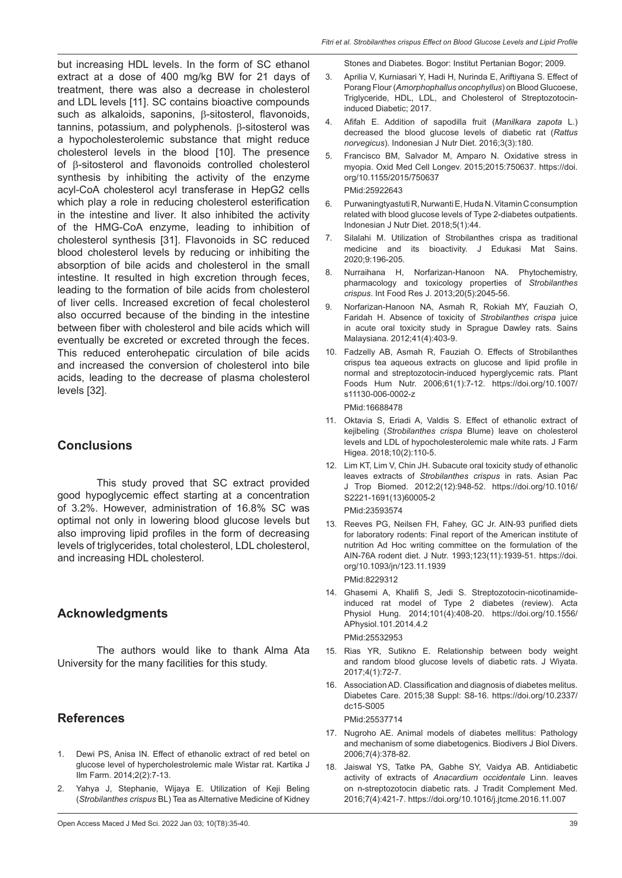but increasing HDL levels. In the form of SC ethanol extract at a dose of 400 mg/kg BW for 21 days of treatment, there was also a decrease in cholesterol and LDL levels [11]. SC contains bioactive compounds such as alkaloids, saponins, β-sitosterol, flavonoids, tannins, potassium, and polyphenols. β-sitosterol was a hypocholesterolemic substance that might reduce cholesterol levels in the blood [10]. The presence of β-sitosterol and flavonoids controlled cholesterol synthesis by inhibiting the activity of the enzyme acyl-CoA cholesterol acyl transferase in HepG2 cells which play a role in reducing cholesterol esterification in the intestine and liver. It also inhibited the activity of the HMG-CoA enzyme, leading to inhibition of cholesterol synthesis [31]. Flavonoids in SC reduced blood cholesterol levels by reducing or inhibiting the absorption of bile acids and cholesterol in the small intestine. It resulted in high excretion through feces, leading to the formation of bile acids from cholesterol of liver cells. Increased excretion of fecal cholesterol also occurred because of the binding in the intestine between fiber with cholesterol and bile acids which will eventually be excreted or excreted through the feces. This reduced enterohepatic circulation of bile acids and increased the conversion of cholesterol into bile acids, leading to the decrease of plasma cholesterol levels [32].

## Conclusions

This study proved that SC extract provided good hypoglycemic effect starting at a concentration of 3.2%. However, administration of 16.8% SC was optimal not only in lowering blood glucose levels but also improving lipid profiles in the form of decreasing levels of triglycerides, total cholesterol, LDL cholesterol, and increasing HDL cholesterol.

## Acknowledgments

The authors would like to thank Alma Ata University for the many facilities for this study.

## References

1. Dewi PS, Anisa IN. Effect of ethanolic extract of red betel on glucose level of hypercholestrolemic male Wistar rat. Kartika J Ilm Farm. 2014;2(2):7-13.
2. Yahya J, Stephanie, Wijaya E. Utilization of Keji Beling (*Strobilanthes crispus* BL) Tea as Alternative Medicine of Kidney Stones and Diabetes. Bogor: Institut Pertanian Bogor; 2009.
3. Aprilia V, Kurniasari Y, Hadi H, Nurinda E, Ariftiyana S. Effect of Porang Flour (*Amorphophallus oncophyllus*) on Blood Glucoese, Triglyceride, HDL, LDL, and Cholesterol of Streptozotocin-induced Diabetic; 2017.
4. Afifah E. Addition of sapodilla fruit (*Manilkara zapota* L.) decreased the blood glucose levels of diabetic rat (*Rattus norvegicus*). Indonesian J Nutr Diet. 2016;3(3):180.
5. Francisco BM, Salvador M, Amparo N. Oxidative stress in myopia. Oxid Med Cell Longev. 2015;2015:750637. https://doi.org/10.1155/2015/750637
   PMid:25922643
6. Purwaningtyastuti R, Nurwanti E, Huda N. Vitamin C consumption related with blood glucose levels of Type 2-diabetes outpatients. Indonesian J Nutr Diet. 2018;5(1):44.
7. Silalahi M. Utilization of Strobilanthes crispa as traditional medicine and its bioactivity. J Edukasi Mat Sains. 2020;9:196-205.
8. Nurraihana H, Norfarizan-Hanoon NA. Phytochemistry, pharmacology and toxicology properties of *Strobilanthes crispus*. Int Food Res J. 2013;20(5):2045-56.
9. Norfarizan-Hanoon NA, Asmah R, Rokiah MY, Fauziah O, Faridah H. Absence of toxicity of *Strobilanthes crispa* juice in acute oral toxicity study in Sprague Dawley rats. Sains Malaysiana. 2012;41(4):403-9.
10. Fadzelly AB, Asmah R, Fauziah O. Effects of Strobilanthes crispus tea aqueous extracts on glucose and lipid profile in normal and streptozotocin-induced hyperglycemic rats. Plant Foods Hum Nutr. 2006;61(1):7-12. https://doi.org/10.1007/s11130-006-0002-z
    PMid:16688478
11. Oktavia S, Eriadi A, Valdis S. Effect of ethanolic extract of kejibeling (*Strobilanthes crispa* Blume) leave on cholesterol levels and LDL of hypocholesterolemic male white rats. J Farm Higea. 2018;10(2):110-5.
12. Lim KT, Lim V, Chin JH. Subacute oral toxicity study of ethanolic leaves extracts of *Strobilanthes crispus* in rats. Asian Pac J Trop Biomed. 2012;2(12):948-52. https://doi.org/10.1016/S2221-1691(13)60005-2
    PMid:23593574
13. Reeves PG, Neilsen FH, Fahey, GC Jr. AIN-93 purified diets for laboratory rodents: Final report of the American institute of nutrition Ad Hoc writing committee on the formulation of the AIN-76A rodent diet. J Nutr. 1993;123(11):1939-51. https://doi.org/10.1093/jn/123.11.1939
    PMid:8229312
14. Ghasemi A, Khalifi S, Jedi S. Streptozotocin-nicotinamide-induced rat model of Type 2 diabetes (review). Acta Physiol Hung. 2014;101(4):408-20. https://doi.org/10.1556/APhysiol.101.2014.4.2
    PMid:25532953
15. Rias YR, Sutikno E. Relationship between body weight and random blood glucose levels of diabetic rats. J Wiyata. 2017;4(1):72-7.
16. Association AD. Classification and diagnosis of diabetes melitus. Diabetes Care. 2015;38 Suppl: S8-16. https://doi.org/10.2337/dc15-S005
    PMid:25537714
17. Nugroho AE. Animal models of diabetes mellitus: Pathology and mechanism of some diabetogenics. Biodivers J Biol Divers. 2006;7(4):378-82.
18. Jaiswal YS, Tatke PA, Gabhe SY, Vaidya AB. Antidiabetic activity of extracts of *Anacardium occidentale* Linn. leaves on n-streptozotocin diabetic rats. J Tradit Complement Med. 2016;7(4):421-7. https://doi.org/10.1016/j.jtcme.2016.11.007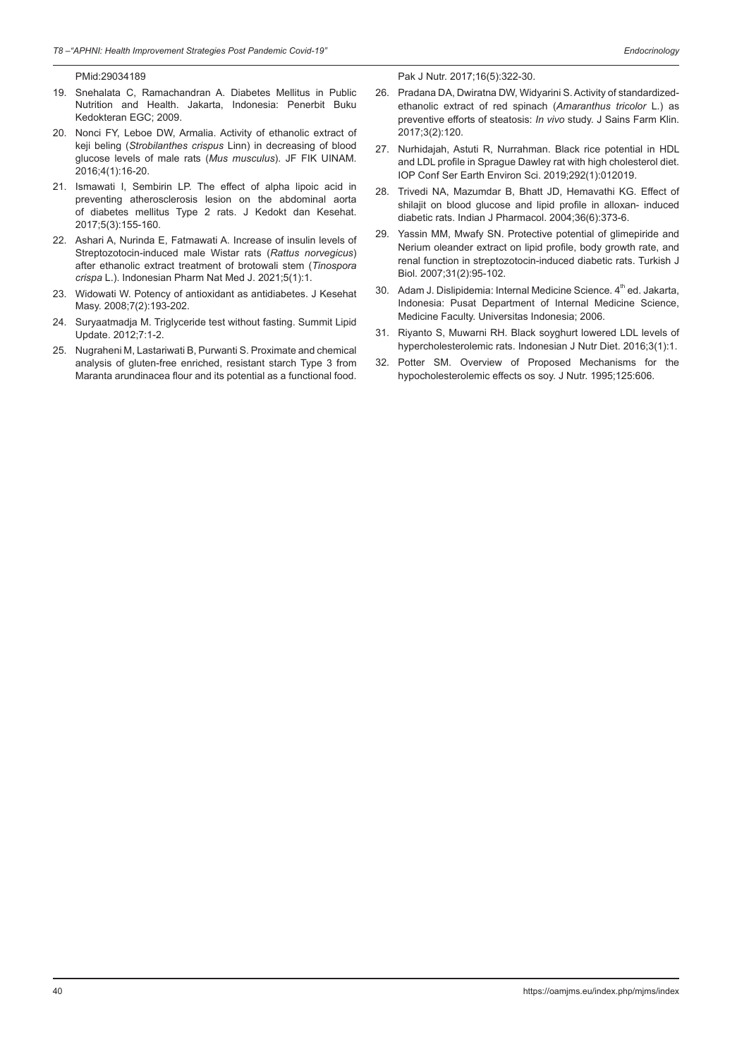PMid:29034189

19. Snehalata C, Ramachandran A. Diabetes Mellitus in Public Nutrition and Health. Jakarta, Indonesia: Penerbit Buku Kedokteran EGC; 2009.
20. Nonci FY, Leboe DW, Armalia. Activity of ethanolic extract of keji beling (*Strobilanthes crispus* Linn) in decreasing of blood glucose levels of male rats (*Mus musculus*). JF FIK UINAM. 2016;4(1):16-20.
21. Ismawati I, Sembirin LP. The effect of alpha lipoic acid in preventing atherosclerosis lesion on the abdominal aorta of diabetes mellitus Type 2 rats. J Kedokt dan Kesehat. 2017;5(3):155-160.
22. Ashari A, Nurinda E, Fatmawati A. Increase of insulin levels of Streptozotocin-induced male Wistar rats (*Rattus norvegicus*) after ethanolic extract treatment of brotowali stem (*Tinospora crispa* L.). Indonesian Pharm Nat Med J. 2021;5(1):1.
23. Widowati W. Potency of antioxidant as antidiabetes. J Kesehat Masy. 2008;7(2):193-202.
24. Suryaatmadja M. Triglyceride test without fasting. Summit Lipid Update. 2012;7:1-2.
25. Nugraheni M, Lastariwati B, Purwanti S. Proximate and chemical analysis of gluten-free enriched, resistant starch Type 3 from Maranta arundinacea flour and its potential as a functional food. Pak J Nutr. 2017;16(5):322-30.
26. Pradana DA, Dwiratna DW, Widyarini S. Activity of standardized-ethanolic extract of red spinach (*Amaranthus tricolor* L.) as preventive efforts of steatosis: *In vivo* study. J Sains Farm Klin. 2017;3(2):120.
27. Nurhidajah, Astuti R, Nurrahman. Black rice potential in HDL and LDL profile in Sprague Dawley rat with high cholesterol diet. IOP Conf Ser Earth Environ Sci. 2019;292(1):012019.
28. Trivedi NA, Mazumdar B, Bhatt JD, Hemavathi KG. Effect of shilajit on blood glucose and lipid profile in alloxan- induced diabetic rats. Indian J Pharmacol. 2004;36(6):373-6.
29. Yassin MM, Mwafy SN. Protective potential of glimepiride and Nerium oleander extract on lipid profile, body growth rate, and renal function in streptozotocin-induced diabetic rats. Turkish J Biol. 2007;31(2):95-102.
30. Adam J. Dislipidemia: Internal Medicine Science. 4th ed. Jakarta, Indonesia: Pusat Department of Internal Medicine Science, Medicine Faculty. Universitas Indonesia; 2006.
31. Riyanto S, Muwarni RH. Black soyghurt lowered LDL levels of hypercholesterolemic rats. Indonesian J Nutr Diet. 2016;3(1):1.
32. Potter SM. Overview of Proposed Mechanisms for the hypocholesterolemic effects os soy. J Nutr. 1995;125:606.